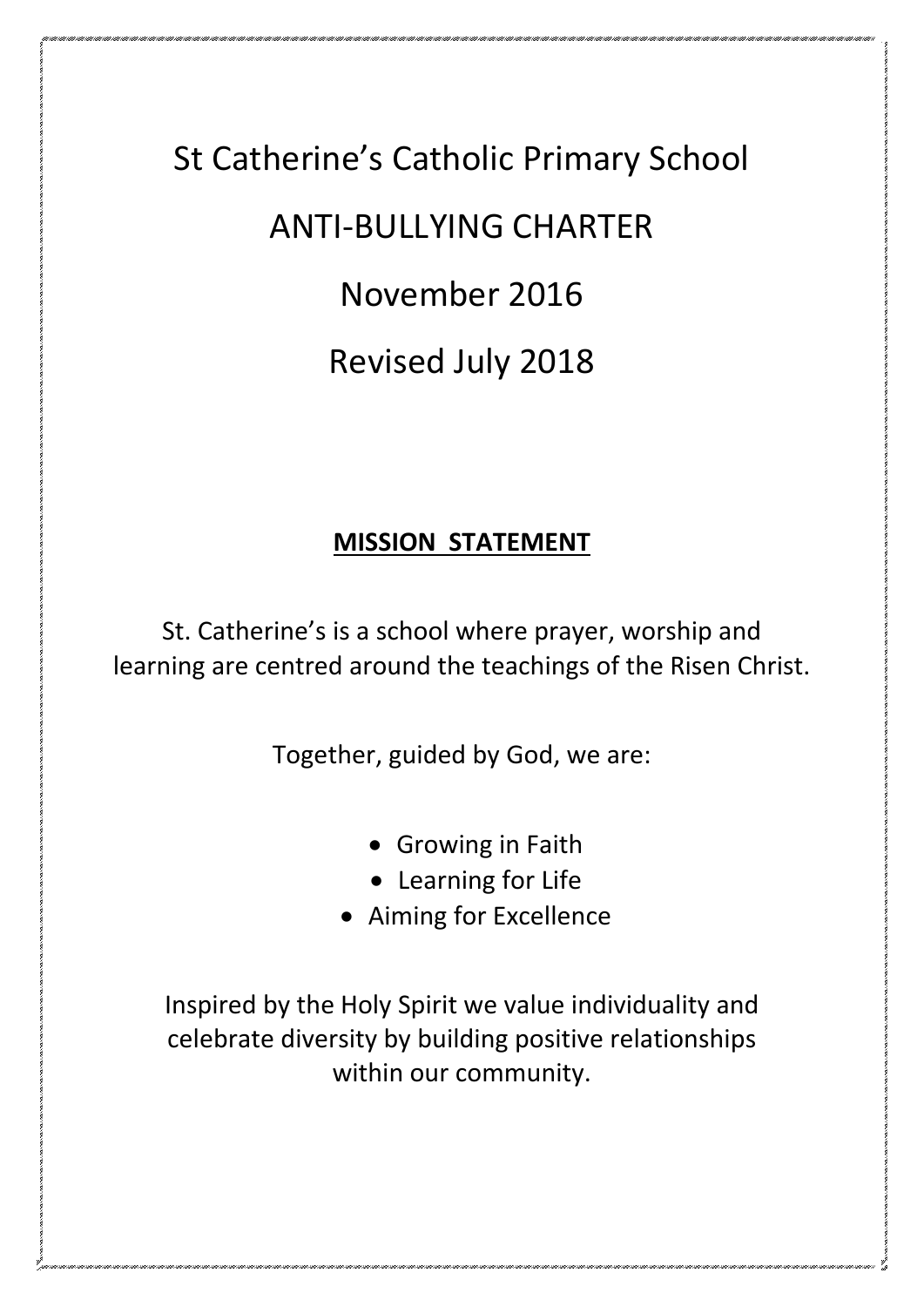# St Catherine's Catholic Primary School

# ANTI-BULLYING CHARTER

# November 2016

# Revised July 2018

## **MISSION STATEMENT**

St. Catherine's is a school where prayer, worship and learning are centred around the teachings of the Risen Christ.

Together, guided by God, we are:

- Growing in Faith
- Learning for Life
- Aiming for Excellence

Inspired by the Holy Spirit we value individuality and celebrate diversity by building positive relationships within our community.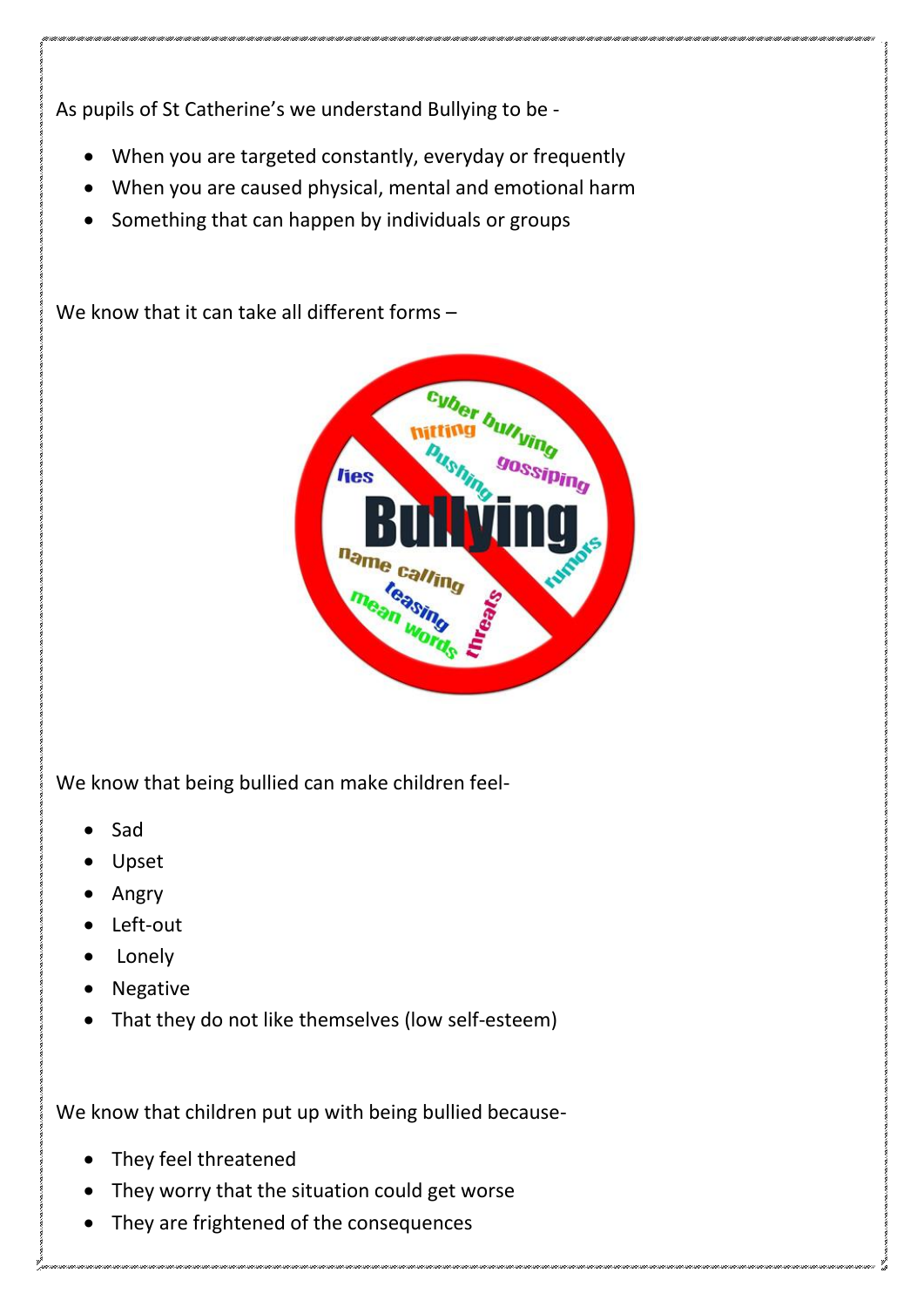As pupils of St Catherine's we understand Bullying to be -

- When you are targeted constantly, everyday or frequently
- When you are caused physical, mental and emotional harm
- Something that can happen by individuals or groups

We know that it can take all different forms –

We know that being bullied can make children feel-

- Sad
- Upset
- Angry
- Left-out
- Lonely
- Negative
- That they do not like themselves (low self-esteem)

We know that children put up with being bullied because-

- They feel threatened
- They worry that the situation could get worse
- They are frightened of the consequences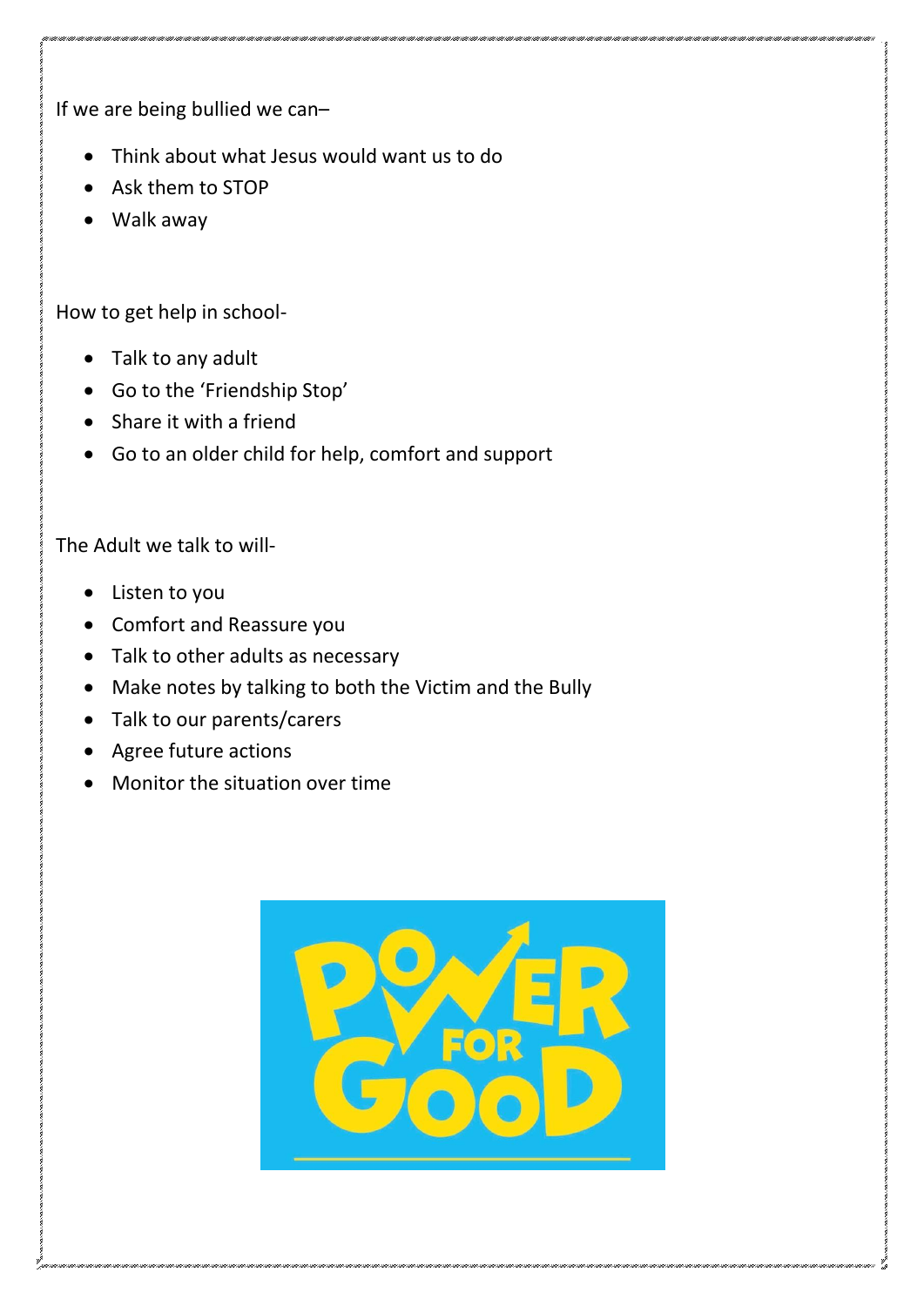If we are being bullied we can–

- Think about what Jesus would want us to do
- Ask them to STOP
- Walk away

How to get help in school-

- Talk to any adult
- Go to the 'Friendship Stop'
- Share it with a friend
- Go to an older child for help, comfort and support

The Adult we talk to will-

- Listen to you
- Comfort and Reassure you
- Talk to other adults as necessary
- Make notes by talking to both the Victim and the Bully
- Talk to our parents/carers
- Agree future actions
- Monitor the situation over time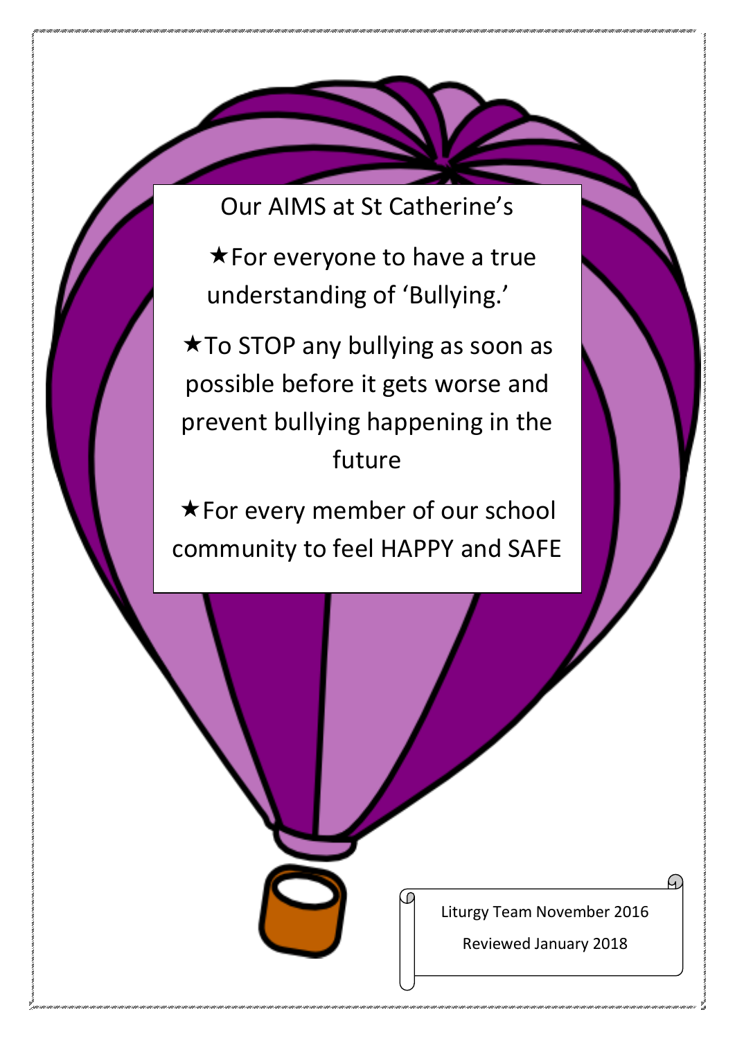# Our AIMS at St Catherine's

★For everyone to have a true understanding of 'Bullying.'

★To STOP any bullying as soon as possible before it gets worse and prevent bullying happening in the future

★For every member of our school community to feel HAPPY and SAFE

Liturgy Team November 2016

Reviewed January 2018